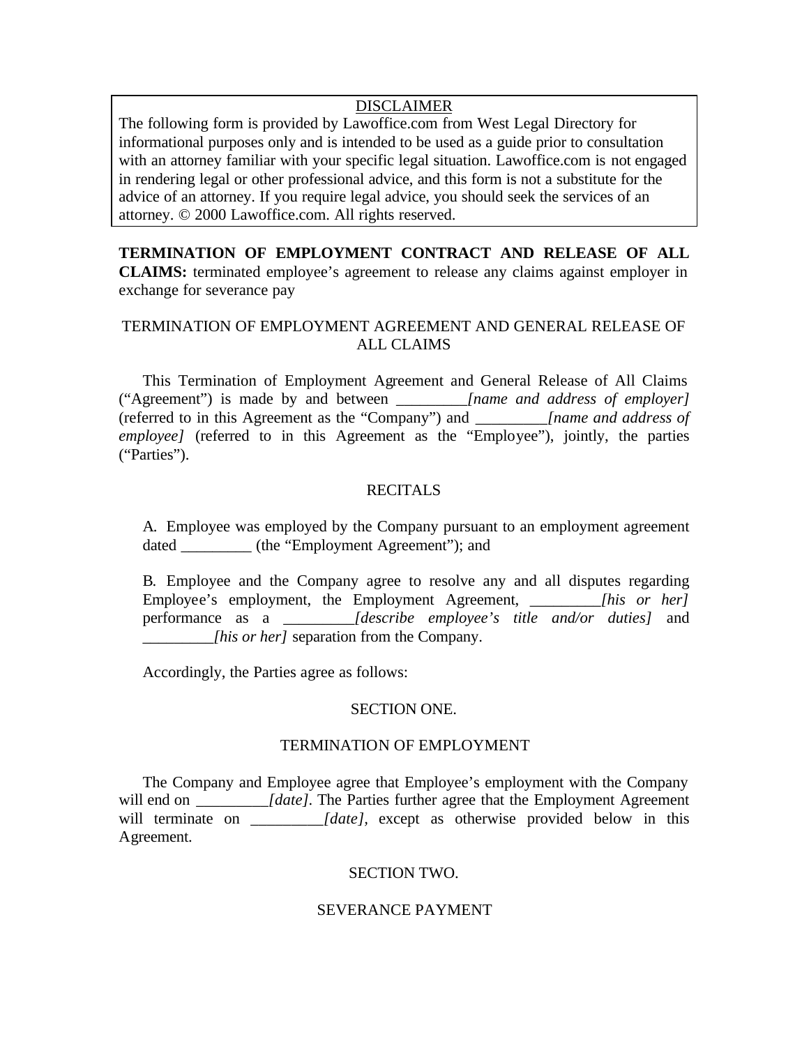DISCLAIMER

The following form is provided by Lawoffice.com from West Legal Directory for informational purposes only and is intended to be used as a guide prior to consultation with an attorney familiar with your specific legal situation. Lawoffice.com is not engaged in rendering legal or other professional advice, and this form is not a substitute for the advice of an attorney. If you require legal advice, you should seek the services of an attorney. © 2000 Lawoffice.com. All rights reserved.

**TERMINATION OF EMPLOYMENT CONTRACT AND RELEASE OF ALL CLAIMS:** terminated employee's agreement to release any claims against employer in exchange for severance pay

TERMINATION OF EMPLOYMENT AGREEMENT AND GENERAL RELEASE OF ALL CLAIMS

This Termination of Employment Agreement and General Release of All Claims ("Agreement") is made by and between _________*[name and address of employer]* (referred to in this Agreement as the "Company") and _________*[name and address of employee]* (referred to in this Agreement as the "Employee"), jointly, the parties ("Parties").

RECITALS

A. Employee was employed by the Company pursuant to an employment agreement dated _________ (the "Employment Agreement"); and

B. Employee and the Company agree to resolve any and all disputes regarding Employee's employment, the Employment Agreement, _________*[his or her]* performance as a _________*[describe employee's title and/or duties]* and _________*[his or her]* separation from the Company.

Accordingly, the Parties agree as follows:

SECTION ONE.

TERMINATION OF EMPLOYMENT

The Company and Employee agree that Employee's employment with the Company will end on _________*[date]*. The Parties further agree that the Employment Agreement will terminate on _________*[date]*, except as otherwise provided below in this Agreement.

SECTION TWO.

SEVERANCE PAYMENT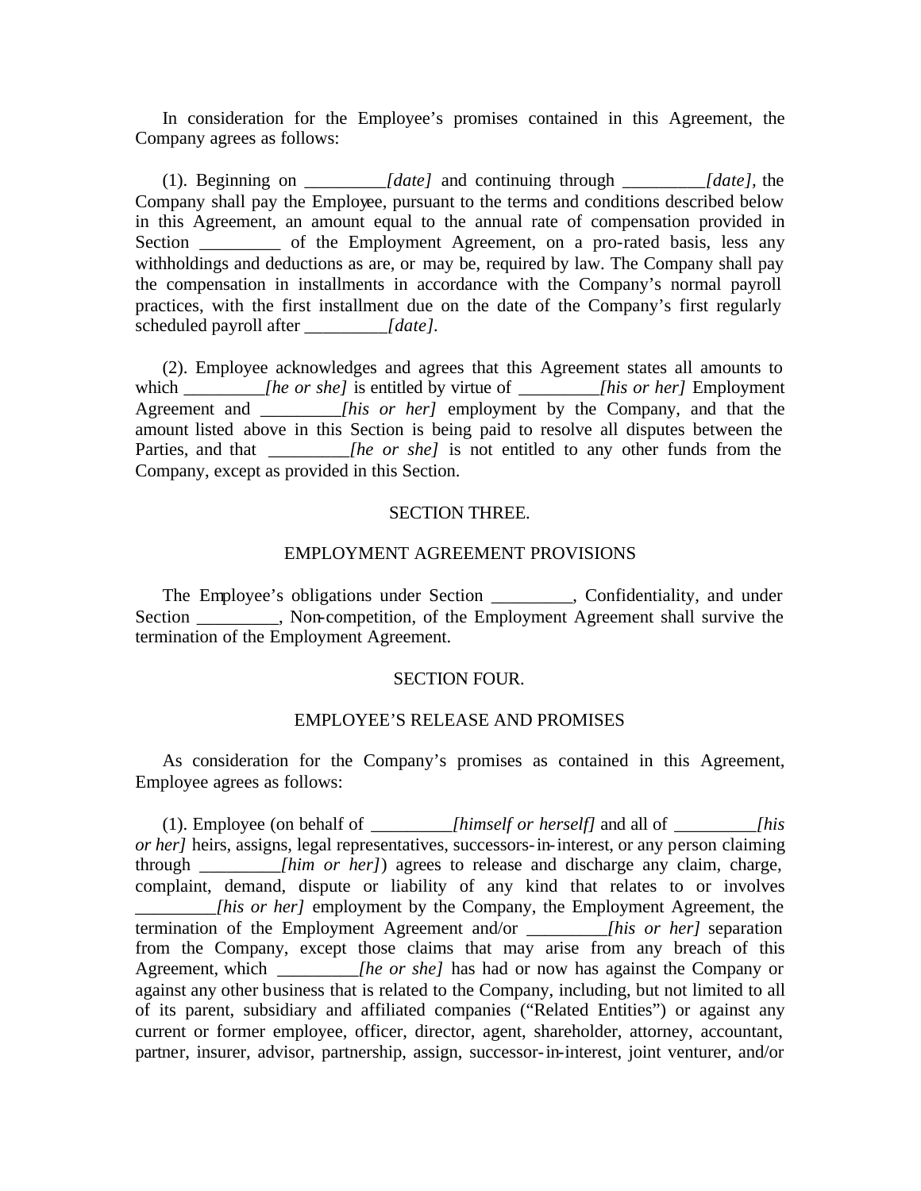In consideration for the Employee's promises contained in this Agreement, the Company agrees as follows:

(1). Beginning on _________*[date]* and continuing through _________*[date]*, the Company shall pay the Employee, pursuant to the terms and conditions described below in this Agreement, an amount equal to the annual rate of compensation provided in Section _________ of the Employment Agreement, on a pro-rated basis, less any withholdings and deductions as are, or may be, required by law. The Company shall pay the compensation in installments in accordance with the Company's normal payroll practices, with the first installment due on the date of the Company's first regularly scheduled payroll after _________*[date]*.

(2). Employee acknowledges and agrees that this Agreement states all amounts to which _________*[he or she]* is entitled by virtue of _________*[his or her]* Employment Agreement and _________*[his or her]* employment by the Company, and that the amount listed above in this Section is being paid to resolve all disputes between the Parties, and that _________*[he or she]* is not entitled to any other funds from the Company, except as provided in this Section.

## SECTION THREE.

## EMPLOYMENT AGREEMENT PROVISIONS

The Employee's obligations under Section _________, Confidentiality, and under Section _________, Non-competition, of the Employment Agreement shall survive the termination of the Employment Agreement.

## SECTION FOUR.

## EMPLOYEE'S RELEASE AND PROMISES

As consideration for the Company's promises as contained in this Agreement, Employee agrees as follows:

(1). Employee (on behalf of _________*[himself or herself]* and all of _________*[his or her]* heirs, assigns, legal representatives, successors-in-interest, or any person claiming through _________*[him or her]*) agrees to release and discharge any claim, charge, complaint, demand, dispute or liability of any kind that relates to or involves _________*[his or her]* employment by the Company, the Employment Agreement, the termination of the Employment Agreement and/or _________*[his or her]* separation from the Company, except those claims that may arise from any breach of this Agreement, which _________*[he or she]* has had or now has against the Company or against any other business that is related to the Company, including, but not limited to all of its parent, subsidiary and affiliated companies ("Related Entities") or against any current or former employee, officer, director, agent, shareholder, attorney, accountant, partner, insurer, advisor, partnership, assign, successor-in-interest, joint venturer, and/or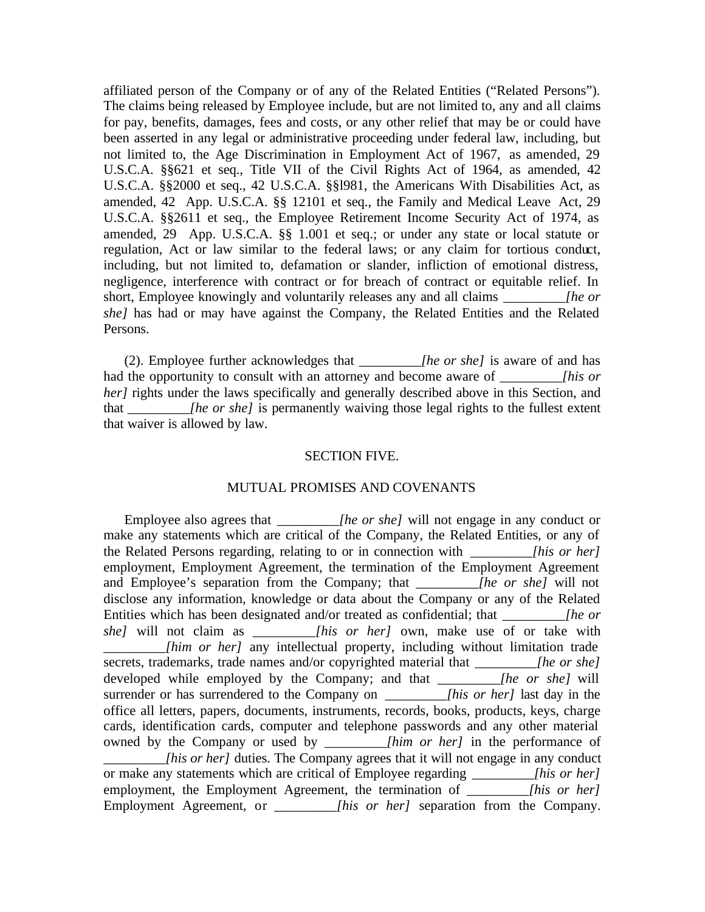affiliated person of the Company or of any of the Related Entities ("Related Persons"). The claims being released by Employee include, but are not limited to, any and all claims for pay, benefits, damages, fees and costs, or any other relief that may be or could have been asserted in any legal or administrative proceeding under federal law, including, but not limited to, the Age Discrimination in Employment Act of 1967, as amended, 29 U.S.C.A. §§621 et seq., Title VII of the Civil Rights Act of 1964, as amended, 42 U.S.C.A. §§2000 et seq., 42 U.S.C.A. §§l981, the Americans With Disabilities Act, as amended, 42 App. U.S.C.A. §§ 12101 et seq., the Family and Medical Leave Act, 29 U.S.C.A. §§2611 et seq., the Employee Retirement Income Security Act of 1974, as amended, 29 App. U.S.C.A. §§ 1.001 et seq.; or under any state or local statute or regulation, Act or law similar to the federal laws; or any claim for tortious conduct, including, but not limited to, defamation or slander, infliction of emotional distress, negligence, interference with contract or for breach of contract or equitable relief. In short, Employee knowingly and voluntarily releases any and all claims _________*[he or she]* has had or may have against the Company, the Related Entities and the Related Persons.

(2). Employee further acknowledges that _________*[he or she]* is aware of and has had the opportunity to consult with an attorney and become aware of _________*[his or her]* rights under the laws specifically and generally described above in this Section, and that _________*[he or she]* is permanently waiving those legal rights to the fullest extent that waiver is allowed by law.

## SECTION FIVE.

## MUTUAL PROMISES AND COVENANTS

Employee also agrees that _________*[he or she]* will not engage in any conduct or make any statements which are critical of the Company, the Related Entities, or any of the Related Persons regarding, relating to or in connection with _________*[his or her]* employment, Employment Agreement, the termination of the Employment Agreement and Employee's separation from the Company; that _________*[he or she]* will not disclose any information, knowledge or data about the Company or any of the Related Entities which has been designated and/or treated as confidential; that _________*[he or she]* will not claim as _________*[his or her]* own, make use of or take with _________*[him or her]* any intellectual property, including without limitation trade secrets, trademarks, trade names and/or copyrighted material that _________*[he or she]* developed while employed by the Company; and that _________*[he or she]* will surrender or has surrendered to the Company on _________*[his or her]* last day in the office all letters, papers, documents, instruments, records, books, products, keys, charge cards, identification cards, computer and telephone passwords and any other material owned by the Company or used by _________*[him or her]* in the performance of _________*[his or her]* duties. The Company agrees that it will not engage in any conduct or make any statements which are critical of Employee regarding _________*[his or her]* employment, the Employment Agreement, the termination of _________*[his or her]* Employment Agreement, or _________*[his or her]* separation from the Company.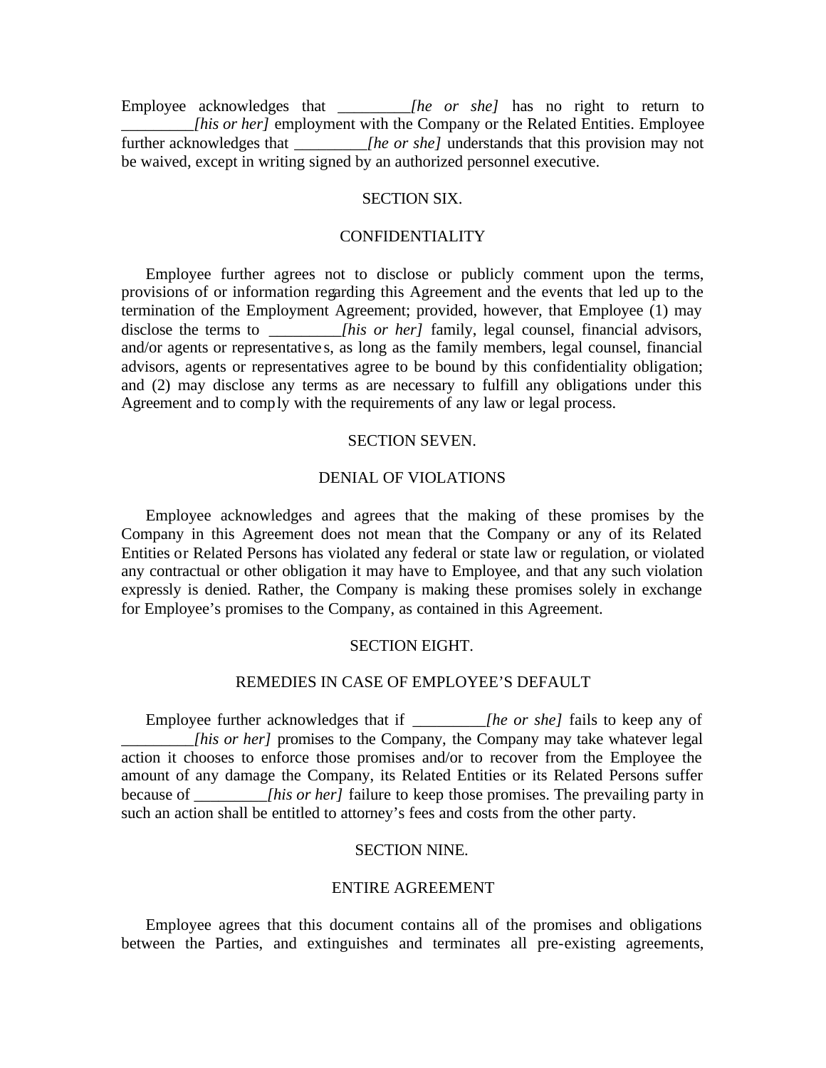Employee acknowledges that _________*[he or she]* has no right to return to _________*[his or her]* employment with the Company or the Related Entities. Employee further acknowledges that _________*[he or she]* understands that this provision may not be waived, except in writing signed by an authorized personnel executive.

## SECTION SIX.

## CONFIDENTIALITY

Employee further agrees not to disclose or publicly comment upon the terms, provisions of or information regarding this Agreement and the events that led up to the termination of the Employment Agreement; provided, however, that Employee (1) may disclose the terms to _________*[his or her]* family, legal counsel, financial advisors, and/or agents or representatives, as long as the family members, legal counsel, financial advisors, agents or representatives agree to be bound by this confidentiality obligation; and (2) may disclose any terms as are necessary to fulfill any obligations under this Agreement and to comply with the requirements of any law or legal process.

## SECTION SEVEN.

## DENIAL OF VIOLATIONS

Employee acknowledges and agrees that the making of these promises by the Company in this Agreement does not mean that the Company or any of its Related Entities or Related Persons has violated any federal or state law or regulation, or violated any contractual or other obligation it may have to Employee, and that any such violation expressly is denied. Rather, the Company is making these promises solely in exchange for Employee's promises to the Company, as contained in this Agreement.

## SECTION EIGHT.

## REMEDIES IN CASE OF EMPLOYEE'S DEFAULT

Employee further acknowledges that if _________*[he or she]* fails to keep any of _________*[his or her]* promises to the Company, the Company may take whatever legal action it chooses to enforce those promises and/or to recover from the Employee the amount of any damage the Company, its Related Entities or its Related Persons suffer because of _________*[his or her]* failure to keep those promises. The prevailing party in such an action shall be entitled to attorney's fees and costs from the other party.

## SECTION NINE.

## ENTIRE AGREEMENT

Employee agrees that this document contains all of the promises and obligations between the Parties, and extinguishes and terminates all pre-existing agreements,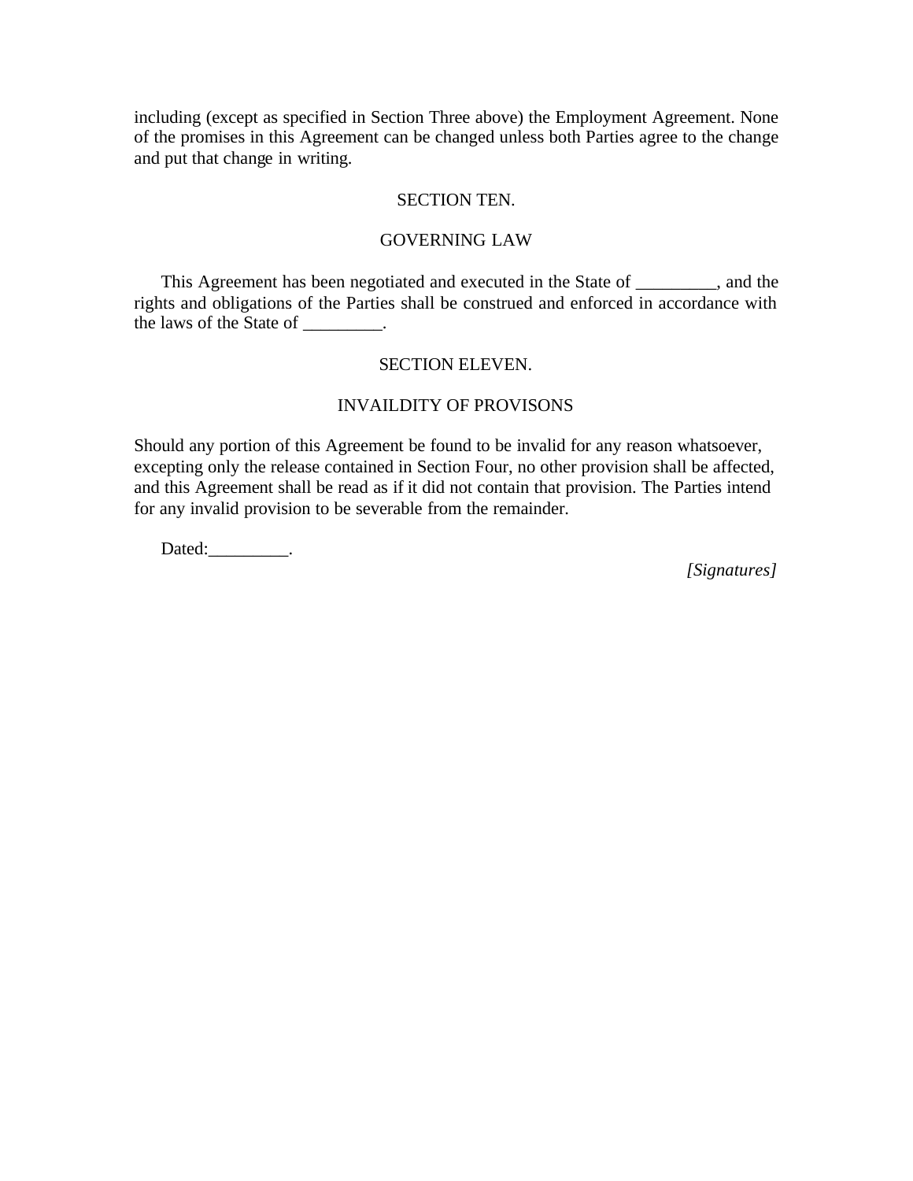including (except as specified in Section Three above) the Employment Agreement. None of the promises in this Agreement can be changed unless both Parties agree to the change and put that change in writing.

## SECTION TEN.

## GOVERNING LAW

This Agreement has been negotiated and executed in the State of _________, and the rights and obligations of the Parties shall be construed and enforced in accordance with the laws of the State of _________.

## SECTION ELEVEN.

## INVAILDITY OF PROVISONS

Should any portion of this Agreement be found to be invalid for any reason whatsoever, excepting only the release contained in Section Four, no other provision shall be affected, and this Agreement shall be read as if it did not contain that provision. The Parties intend for any invalid provision to be severable from the remainder.

Dated:_________.

*[Signatures]*